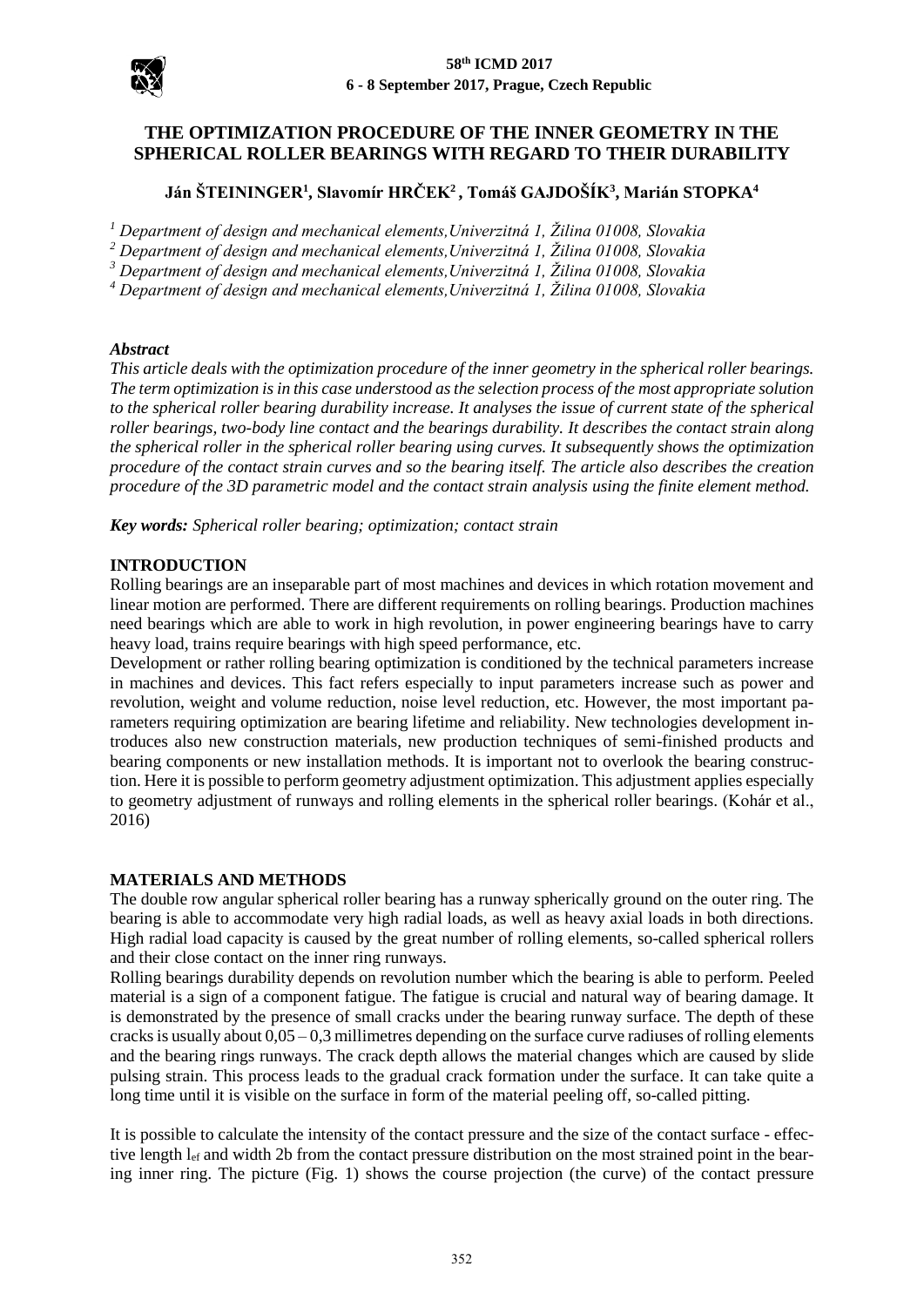# THE OPTIMIZATION PROCEDURE OF THE INNER GEOMETRY IN THE SPHERICAL ROLLER BEARINGS WITH REGARD TO THEIR DURABILITY

**Ján ŠTEININGER[1], Slavomír HRČEK[2], Tomáš GAJDOŠÍK[3], Marián STOPKA[4]**

[1] *Department of design and mechanical elements,Univerzitná 1, Žilina 01008, Slovakia*

[2] *Department of design and mechanical elements,Univerzitná 1, Žilina 01008, Slovakia*

[3] *Department of design and mechanical elements,Univerzitná 1, Žilina 01008, Slovakia*

[4] *Department of design and mechanical elements,Univerzitná 1, Žilina 01008, Slovakia*

### *Abstract*

*This article deals with the optimization procedure of the inner geometry in the spherical roller bearings. The term optimization is in this case understood as the selection process of the most appropriate solution to the spherical roller bearing durability increase. It analyses the issue of current state of the spherical roller bearings, two-body line contact and the bearings durability. It describes the contact strain along the spherical roller in the spherical roller bearing using curves. It subsequently shows the optimization procedure of the contact strain curves and so the bearing itself. The article also describes the creation procedure of the 3D parametric model and the contact strain analysis using the finite element method.*

***Key words:** Spherical roller bearing; optimization; contact strain*

## INTRODUCTION

Rolling bearings are an inseparable part of most machines and devices in which rotation movement and linear motion are performed. There are different requirements on rolling bearings. Production machines need bearings which are able to work in high revolution, in power engineering bearings have to carry heavy load, trains require bearings with high speed performance, etc.

Development or rather rolling bearing optimization is conditioned by the technical parameters increase in machines and devices. This fact refers especially to input parameters increase such as power and revolution, weight and volume reduction, noise level reduction, etc. However, the most important parameters requiring optimization are bearing lifetime and reliability. New technologies development introduces also new construction materials, new production techniques of semi-finished products and bearing components or new installation methods. It is important not to overlook the bearing construction. Here it is possible to perform geometry adjustment optimization. This adjustment applies especially to geometry adjustment of runways and rolling elements in the spherical roller bearings. (Kohár et al., 2016)

## MATERIALS AND METHODS

The double row angular spherical roller bearing has a runway spherically ground on the outer ring. The bearing is able to accommodate very high radial loads, as well as heavy axial loads in both directions. High radial load capacity is caused by the great number of rolling elements, so-called spherical rollers and their close contact on the inner ring runways.

Rolling bearings durability depends on revolution number which the bearing is able to perform. Peeled material is a sign of a component fatigue. The fatigue is crucial and natural way of bearing damage. It is demonstrated by the presence of small cracks under the bearing runway surface. The depth of these cracks is usually about 0,05 – 0,3 millimetres depending on the surface curve radiuses of rolling elements and the bearing rings runways. The crack depth allows the material changes which are caused by slide pulsing strain. This process leads to the gradual crack formation under the surface. It can take quite a long time until it is visible on the surface in form of the material peeling off, so-called pitting.

It is possible to calculate the intensity of the contact pressure and the size of the contact surface - effective length $l_{ef}$ and width 2b from the contact pressure distribution on the most strained point in the bearing inner ring. The picture (Fig. 1) shows the course projection (the curve) of the contact pressure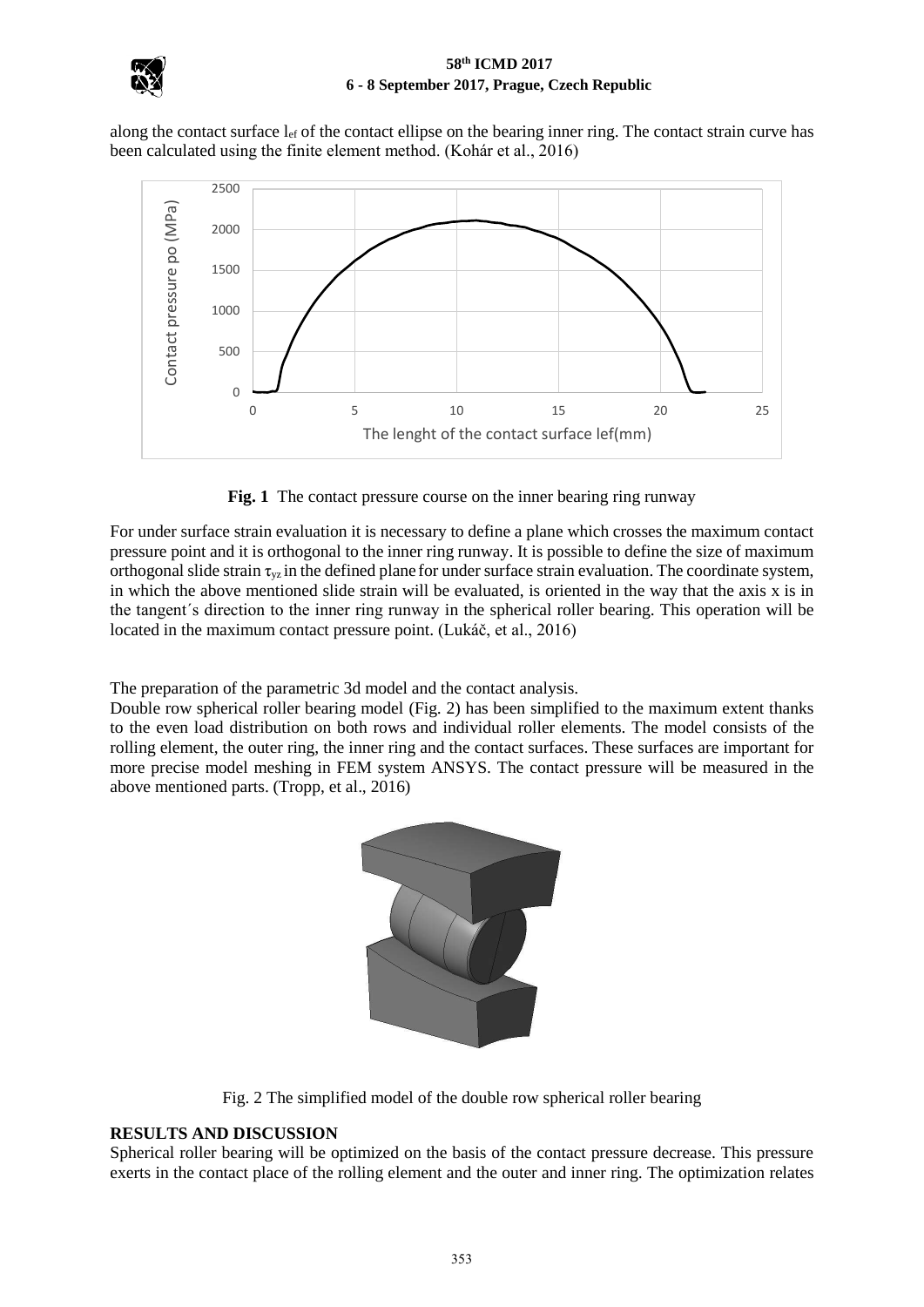along the contact surface $l_{ef}$ of the contact ellipse on the bearing inner ring. The contact strain curve has been calculated using the finite element method. (Kohár et al., 2016)

2500
2000
1500
1000
500
0
Contact pressure po (MPa)
0
5
10
15
20
25
The lenght of the contact surface lef(mm)

**Fig. 1** The contact pressure course on the inner bearing ring runway

For under surface strain evaluation it is necessary to define a plane which crosses the maximum contact pressure point and it is orthogonal to the inner ring runway. It is possible to define the size of maximum orthogonal slide strain $\tau_{yz}$ in the defined plane for under surface strain evaluation. The coordinate system, in which the above mentioned slide strain will be evaluated, is oriented in the way that the axis x is in the tangent´s direction to the inner ring runway in the spherical roller bearing. This operation will be located in the maximum contact pressure point. (Lukáč, et al., 2016)

The preparation of the parametric 3d model and the contact analysis.
Double row spherical roller bearing model (Fig. 2) has been simplified to the maximum extent thanks to the even load distribution on both rows and individual roller elements. The model consists of the rolling element, the outer ring, the inner ring and the contact surfaces. These surfaces are important for more precise model meshing in FEM system ANSYS. The contact pressure will be measured in the above mentioned parts. (Tropp, et al., 2016)

Fig. 2 The simplified model of the double row spherical roller bearing

## RESULTS AND DISCUSSION

Spherical roller bearing will be optimized on the basis of the contact pressure decrease. This pressure exerts in the contact place of the rolling element and the outer and inner ring. The optimization relates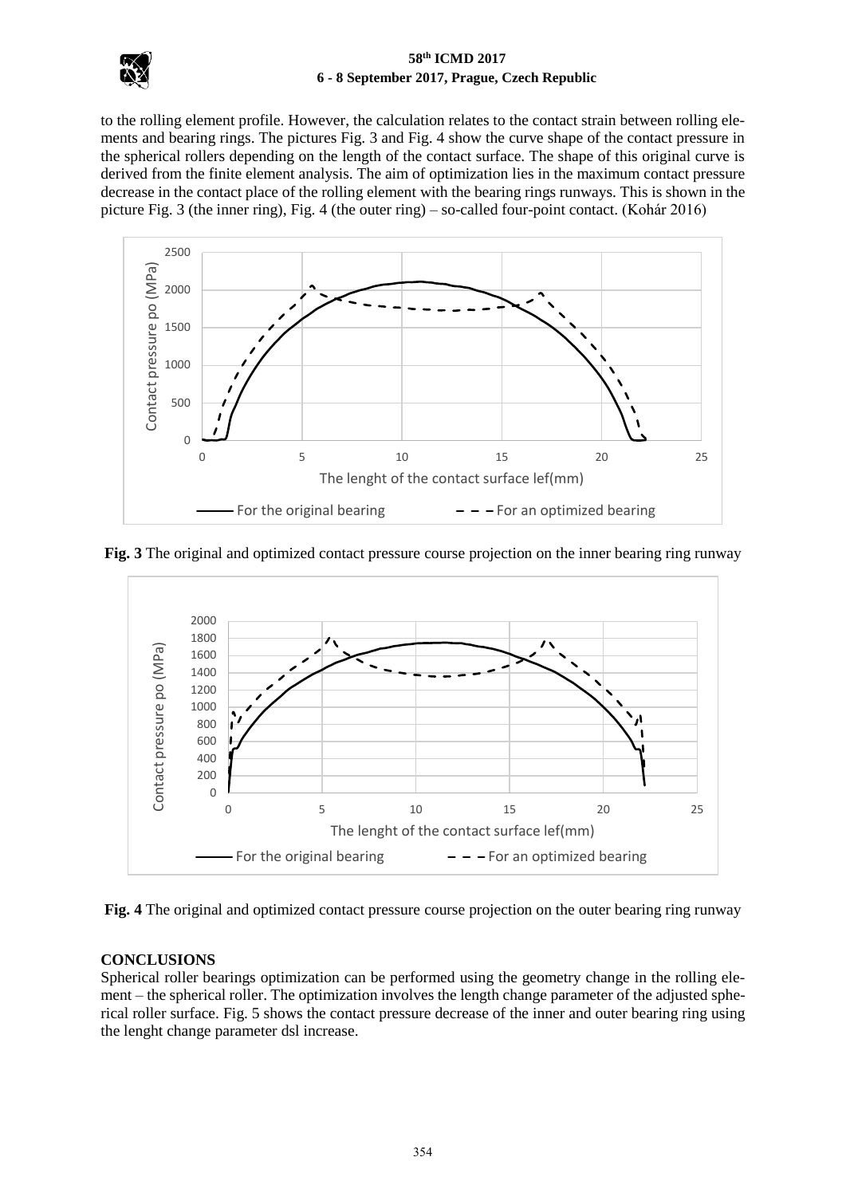to the rolling element profile. However, the calculation relates to the contact strain between rolling elements and bearing rings. The pictures Fig. 3 and Fig. 4 show the curve shape of the contact pressure in the spherical rollers depending on the length of the contact surface. The shape of this original curve is derived from the finite element analysis. The aim of optimization lies in the maximum contact pressure decrease in the contact place of the rolling element with the bearing rings runways. This is shown in the picture Fig. 3 (the inner ring), Fig. 4 (the outer ring) – so-called four-point contact. (Kohár 2016)

Contact pressure po (MPa)
2500
2000
1500
1000
500
0
0 5 10 15 20 25
The lenght of the contact surface lef(mm)
For the original bearing
For an optimized bearing

**Fig. 3** The original and optimized contact pressure course projection on the inner bearing ring runway

Contact pressure po (MPa)
2000
1800
1600
1400
1200
1000
800
600
400
200
0
0 5 10 15 20 25
The lenght of the contact surface lef(mm)
For the original bearing
For an optimized bearing

**Fig. 4** The original and optimized contact pressure course projection on the outer bearing ring runway

## CONCLUSIONS

Spherical roller bearings optimization can be performed using the geometry change in the rolling element – the spherical roller. The optimization involves the length change parameter of the adjusted spherical roller surface. Fig. 5 shows the contact pressure decrease of the inner and outer bearing ring using the lenght change parameter dsl increase.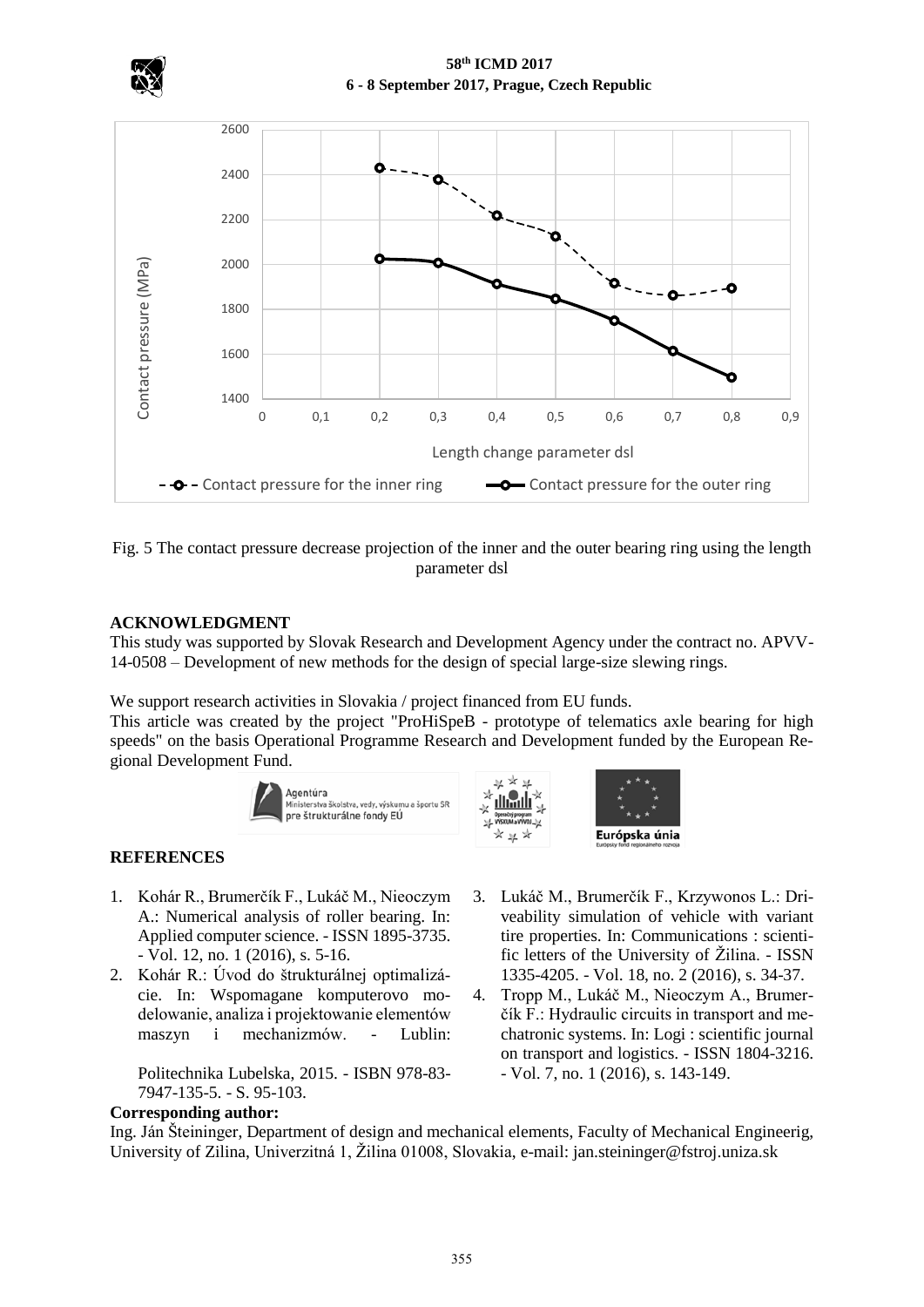Contact pressure (MPa)

2600
2400
2200
2000
1800
1600
1400

0 0,1 0,2 0,3 0,4 0,5 0,6 0,7 0,8 0,9

Length change parameter dsl

Contact pressure for the inner ring
Contact pressure for the outer ring

Fig. 5 The contact pressure decrease projection of the inner and the outer bearing ring using the length parameter dsl

## ACKNOWLEDGMENT

This study was supported by Slovak Research and Development Agency under the contract no. APVV-14-0508 – Development of new methods for the design of special large-size slewing rings.

We support research activities in Slovakia / project financed from EU funds.
This article was created by the project "ProHiSpeB - prototype of telematics axle bearing for high speeds" on the basis Operational Programme Research and Development funded by the European Regional Development Fund.

Agentúra
Ministerstva školstva, vedy, výskumu a športu SR
pre štrukturálne fondy EÚ

Európska únia

## REFERENCES

1. Kohár R., Brumerčík F., Lukáč M., Nieoczym A.: Numerical analysis of roller bearing. In: Applied computer science. - ISSN 1895-3735. - Vol. 12, no. 1 (2016), s. 5-16.
2. Kohár R.: Úvod do štrukturálnej optimalizácie. In: Wspomagane komputerowo modelowanie, analiza i projektowanie elementów maszyn i mechanizmów. - Lublin: Politechnika Lubelska, 2015. - ISBN 978-83-7947-135-5. - S. 95-103.
3. Lukáč M., Brumerčík F., Krzywonos L.: Driveability simulation of vehicle with variant tire properties. In: Communications : scientific letters of the University of Žilina. - ISSN 1335-4205. - Vol. 18, no. 2 (2016), s. 34-37.
4. Tropp M., Lukáč M., Nieoczym A., Brumerčík F.: Hydraulic circuits in transport and mechatronic systems. In: Logi : scientific journal on transport and logistics. - ISSN 1804-3216. - Vol. 7, no. 1 (2016), s. 143-149.

**Corresponding author:**
Ing. Ján Šteininger, Department of design and mechanical elements, Faculty of Mechanical Engineerig, University of Zilina, Univerzitná 1, Žilina 01008, Slovakia, e-mail: jan.steininger@fstroj.uniza.sk